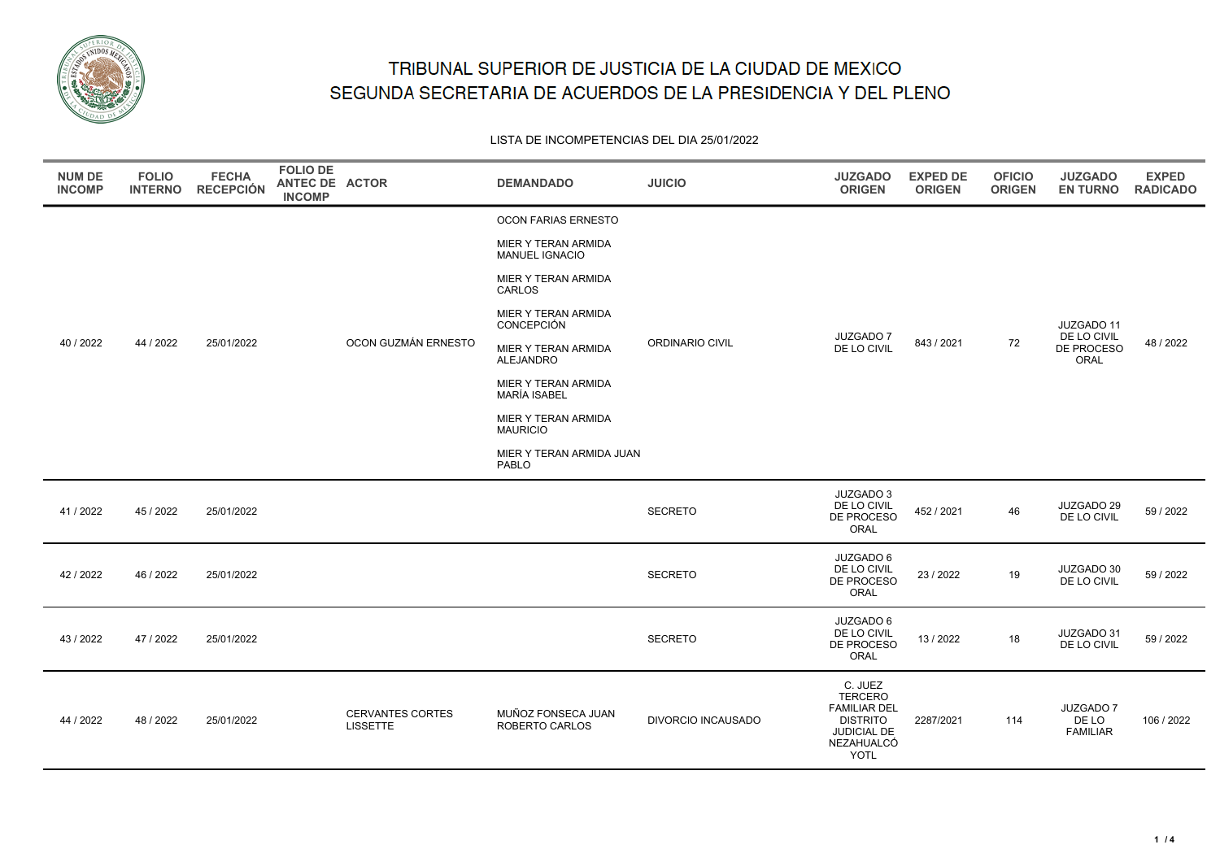# TRIBUNAL SUPERIOR DE JUSTICIA DE LA CIUDAD DE MEXICO
## SEGUNDA SECRETARIA DE ACUERDOS DE LA PRESIDENCIA Y DEL PLENO

LISTA DE INCOMPETENCIAS DEL DIA 25/01/2022

| NUM DE INCOMP | FOLIO INTERNO | FECHA RECEPCIÓN | FOLIO DE ANTEC DE INCOMP | ACTOR | DEMANDADO | JUICIO | JUZGADO ORIGEN | EXPED DE ORIGEN | OFICIO ORIGEN | JUZGADO EN TURNO | EXPED RADICADO |
|---|---|---|---|---|---|---|---|---|---|---|---|
| 40 / 2022 | 44 / 2022 | 25/01/2022 | | OCON GUZMÁN ERNESTO | OCON FARIAS ERNESTO<br>MIER Y TERAN ARMIDA MANUEL IGNACIO<br>MIER Y TERAN ARMIDA CARLOS<br>MIER Y TERAN ARMIDA CONCEPCIÓN<br>MIER Y TERAN ARMIDA ALEJANDRO<br>MIER Y TERAN ARMIDA MARÍA ISABEL<br>MIER Y TERAN ARMIDA MAURICIO<br>MIER Y TERAN ARMIDA JUAN PABLO | ORDINARIO CIVIL | JUZGADO 7 DE LO CIVIL | 843 / 2021 | 72 | JUZGADO 11 DE LO CIVIL DE PROCESO ORAL | 48 / 2022 |
| 41 / 2022 | 45 / 2022 | 25/01/2022 | | | | SECRETO | JUZGADO 3 DE LO CIVIL DE PROCESO ORAL | 452 / 2021 | 46 | JUZGADO 29 DE LO CIVIL | 59 / 2022 |
| 42 / 2022 | 46 / 2022 | 25/01/2022 | | | | SECRETO | JUZGADO 6 DE LO CIVIL DE PROCESO ORAL | 23 / 2022 | 19 | JUZGADO 30 DE LO CIVIL | 59 / 2022 |
| 43 / 2022 | 47 / 2022 | 25/01/2022 | | | | SECRETO | JUZGADO 6 DE LO CIVIL DE PROCESO ORAL | 13 / 2022 | 18 | JUZGADO 31 DE LO CIVIL | 59 / 2022 |
| 44 / 2022 | 48 / 2022 | 25/01/2022 | | CERVANTES CORTES LISSETTE | MUÑOZ FONSECA JUAN ROBERTO CARLOS | DIVORCIO INCAUSADO | C. JUEZ TERCERO FAMILIAR DEL DISTRITO JUDICIAL DE NEZAHUALCÓYOTL | 2287/2021 | 114 | JUZGADO 7 DE LO FAMILIAR | 106 / 2022 |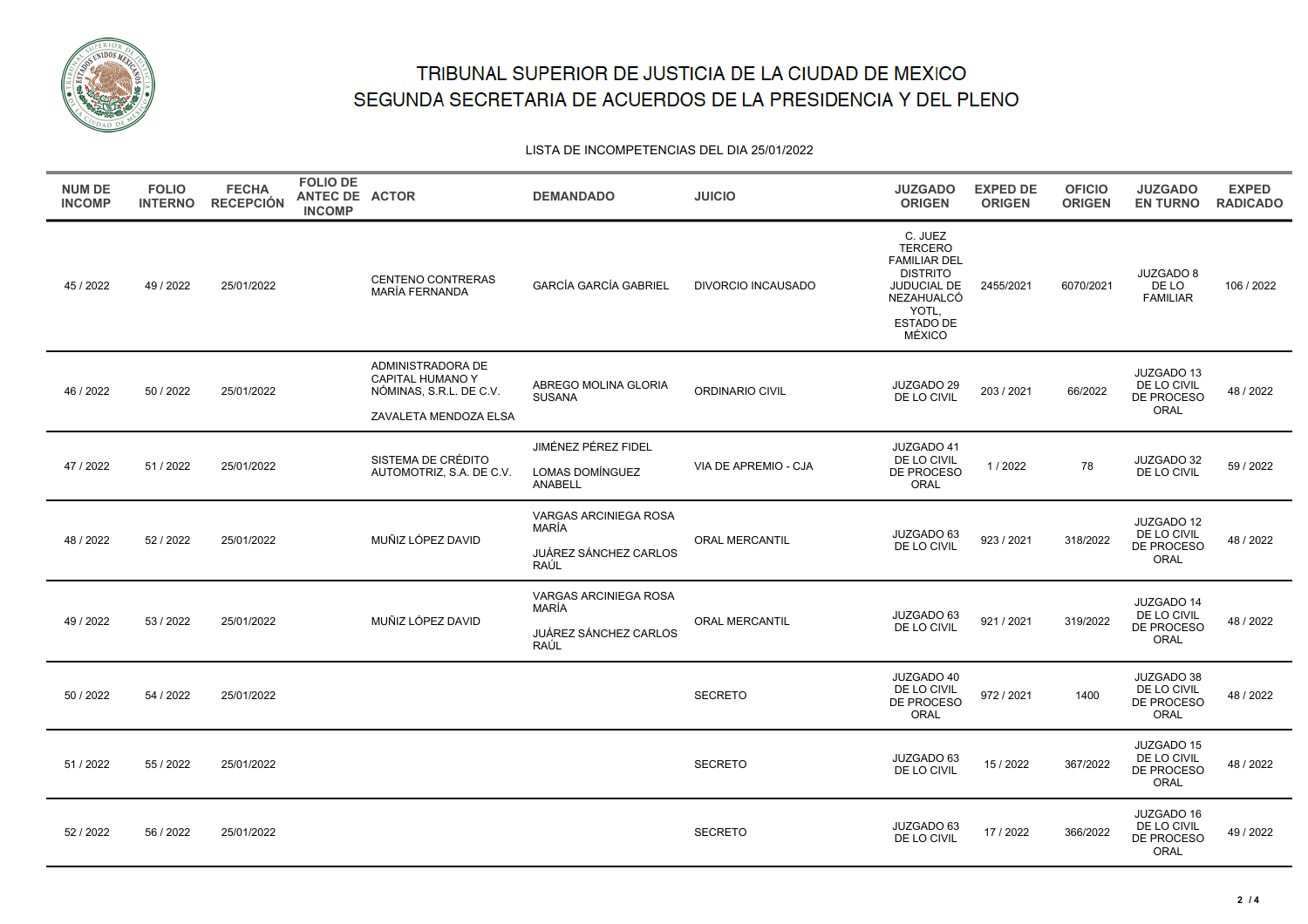# TRIBUNAL SUPERIOR DE JUSTICIA DE LA CIUDAD DE MEXICO
## SEGUNDA SECRETARIA DE ACUERDOS DE LA PRESIDENCIA Y DEL PLENO

LISTA DE INCOMPETENCIAS DEL DIA 25/01/2022

| NUM DE INCOMP | FOLIO INTERNO | FECHA RECEPCIÓN | FOLIO DE ANTEC DE INCOMP | ACTOR | DEMANDADO | JUICIO | JUZGADO ORIGEN | EXPED DE ORIGEN | OFICIO ORIGEN | JUZGADO EN TURNO | EXPED RADICADO |
|---|---|---|---|---|---|---|---|---|---|---|---|
| 45 / 2022 | 49 / 2022 | 25/01/2022 | | CENTENO CONTRERAS MARÍA FERNANDA | GARCÍA GARCÍA GABRIEL | DIVORCIO INCAUSADO | C. JUEZ TERCERO FAMILIAR DEL DISTRITO JUDICIAL DE NEZAHUALCÓYOTL, ESTADO DE MÉXICO | 2455/2021 | 6070/2021 | JUZGADO 8 DE LO FAMILIAR | 106 / 2022 |
| 46 / 2022 | 50 / 2022 | 25/01/2022 | | ADMINISTRADORA DE CAPITAL HUMANO Y NÓMINAS, S.R.L. DE C.V.<br><br>ZAVALETA MENDOZA ELSA | ABREGO MOLINA GLORIA SUSANA | ORDINARIO CIVIL | JUZGADO 29 DE LO CIVIL | 203 / 2021 | 66/2022 | JUZGADO 13 DE LO CIVIL DE PROCESO ORAL | 48 / 2022 |
| 47 / 2022 | 51 / 2022 | 25/01/2022 | | SISTEMA DE CRÉDITO AUTOMOTRIZ, S.A. DE C.V. | JIMÉNEZ PÉREZ FIDEL<br><br>LOMAS DOMÍNGUEZ ANABELL | VIA DE APREMIO - CJA | JUZGADO 41 DE LO CIVIL DE PROCESO ORAL | 1 / 2022 | 78 | JUZGADO 32 DE LO CIVIL | 59 / 2022 |
| 48 / 2022 | 52 / 2022 | 25/01/2022 | | MUÑIZ LÓPEZ DAVID | VARGAS ARCINIEGA ROSA MARÍA<br><br>JUÁREZ SÁNCHEZ CARLOS RAÚL | ORAL MERCANTIL | JUZGADO 63 DE LO CIVIL | 923 / 2021 | 318/2022 | JUZGADO 12 DE LO CIVIL DE PROCESO ORAL | 48 / 2022 |
| 49 / 2022 | 53 / 2022 | 25/01/2022 | | MUÑIZ LÓPEZ DAVID | VARGAS ARCINIEGA ROSA MARÍA<br><br>JUÁREZ SÁNCHEZ CARLOS RAÚL | ORAL MERCANTIL | JUZGADO 63 DE LO CIVIL | 921 / 2021 | 319/2022 | JUZGADO 14 DE LO CIVIL DE PROCESO ORAL | 48 / 2022 |
| 50 / 2022 | 54 / 2022 | 25/01/2022 | | | | SECRETO | JUZGADO 40 DE LO CIVIL DE PROCESO ORAL | 972 / 2021 | 1400 | JUZGADO 38 DE LO CIVIL DE PROCESO ORAL | 48 / 2022 |
| 51 / 2022 | 55 / 2022 | 25/01/2022 | | | | SECRETO | JUZGADO 63 DE LO CIVIL | 15 / 2022 | 367/2022 | JUZGADO 15 DE LO CIVIL DE PROCESO ORAL | 48 / 2022 |
| 52 / 2022 | 56 / 2022 | 25/01/2022 | | | | SECRETO | JUZGADO 63 DE LO CIVIL | 17 / 2022 | 366/2022 | JUZGADO 16 DE LO CIVIL DE PROCESO ORAL | 49 / 2022 |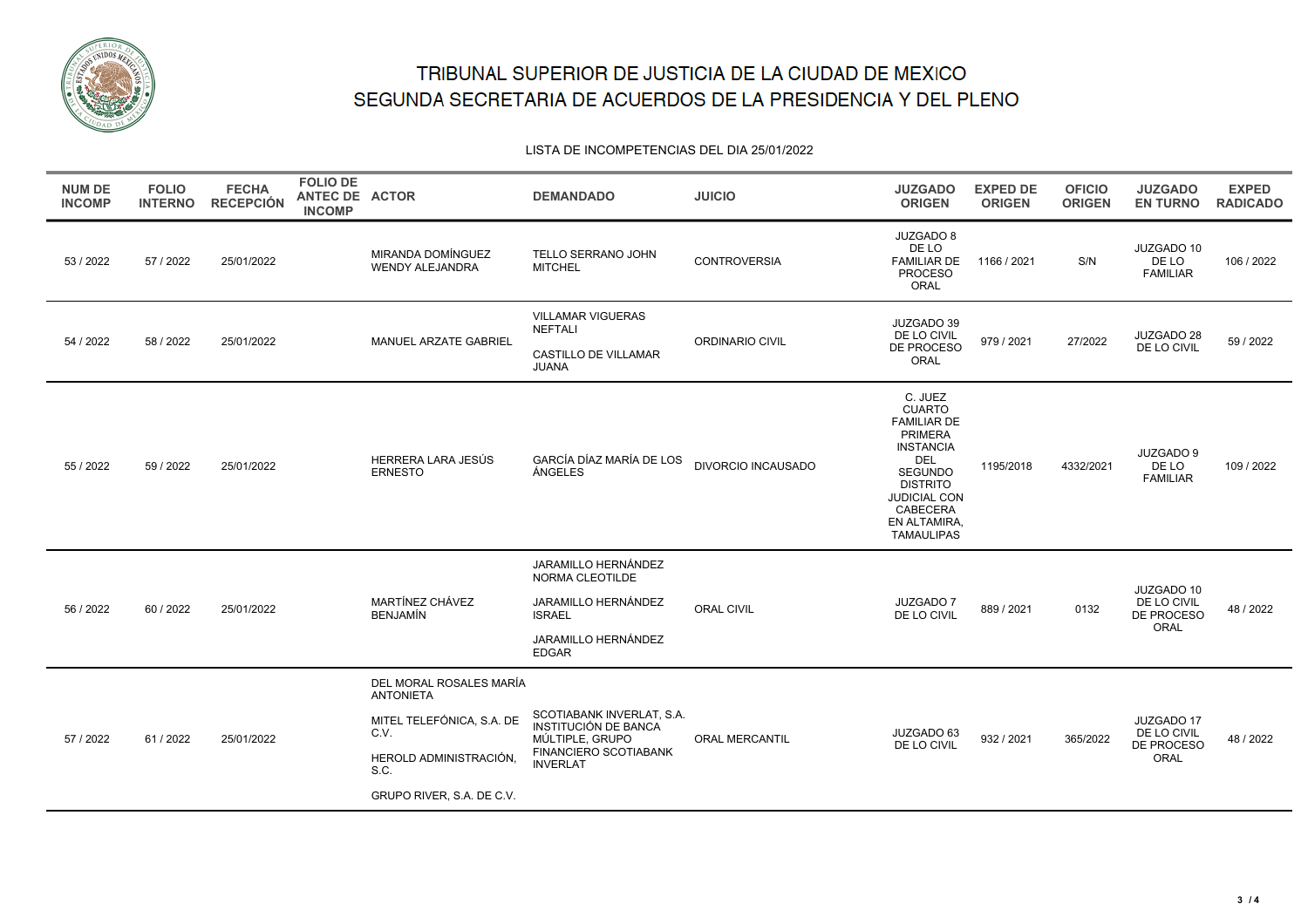# TRIBUNAL SUPERIOR DE JUSTICIA DE LA CIUDAD DE MEXICO
## SEGUNDA SECRETARIA DE ACUERDOS DE LA PRESIDENCIA Y DEL PLENO

LISTA DE INCOMPETENCIAS DEL DIA 25/01/2022

| NUM DE INCOMP | FOLIO INTERNO | FECHA RECEPCIÓN | FOLIO DE ANTEC DE INCOMP | ACTOR | DEMANDADO | JUICIO | JUZGADO ORIGEN | EXPED DE ORIGEN | OFICIO ORIGEN | JUZGADO EN TURNO | EXPED RADICADO |
|---|---|---|---|---|---|---|---|---|---|---|---|
| 53 / 2022 | 57 / 2022 | 25/01/2022 | | MIRANDA DOMÍNGUEZ WENDY ALEJANDRA | TELLO SERRANO JOHN MITCHEL | CONTROVERSIA | JUZGADO 8 DE LO FAMILIAR DE PROCESO ORAL | 1166 / 2021 | S/N | JUZGADO 10 DE LO FAMILIAR | 106 / 2022 |
| 54 / 2022 | 58 / 2022 | 25/01/2022 | | MANUEL ARZATE GABRIEL | VILLAMAR VIGUERAS NEFTALI<br>CASTILLO DE VILLAMAR JUANA | ORDINARIO CIVIL | JUZGADO 39 DE LO CIVIL DE PROCESO ORAL | 979 / 2021 | 27/2022 | JUZGADO 28 DE LO CIVIL | 59 / 2022 |
| 55 / 2022 | 59 / 2022 | 25/01/2022 | | HERRERA LARA JESÚS ERNESTO | GARCÍA DÍAZ MARÍA DE LOS ÁNGELES | DIVORCIO INCAUSADO | C. JUEZ CUARTO FAMILIAR DE PRIMERA INSTANCIA DEL SEGUNDO DISTRITO JUDICIAL CON CABECERA EN ALTAMIRA, TAMAULIPAS | 1195/2018 | 4332/2021 | JUZGADO 9 DE LO FAMILIAR | 109 / 2022 |
| 56 / 2022 | 60 / 2022 | 25/01/2022 | | MARTÍNEZ CHÁVEZ BENJAMÍN | JARAMILLO HERNÁNDEZ NORMA CLEOTILDE<br>JARAMILLO HERNÁNDEZ ISRAEL<br>JARAMILLO HERNÁNDEZ EDGAR | ORAL CIVIL | JUZGADO 7 DE LO CIVIL | 889 / 2021 | 0132 | JUZGADO 10 DE LO CIVIL DE PROCESO ORAL | 48 / 2022 |
| 57 / 2022 | 61 / 2022 | 25/01/2022 | | DEL MORAL ROSALES MARÍA ANTONIETA<br>MITEL TELEFÓNICA, S.A. DE C.V.<br>HEROLD ADMINISTRACIÓN, S.C.<br>GRUPO RIVER, S.A. DE C.V. | SCOTIABANK INVERLAT, S.A. INSTITUCIÓN DE BANCA MÚLTIPLE, GRUPO FINANCIERO SCOTIABANK INVERLAT | ORAL MERCANTIL | JUZGADO 63 DE LO CIVIL | 932 / 2021 | 365/2022 | JUZGADO 17 DE LO CIVIL DE PROCESO ORAL | 48 / 2022 |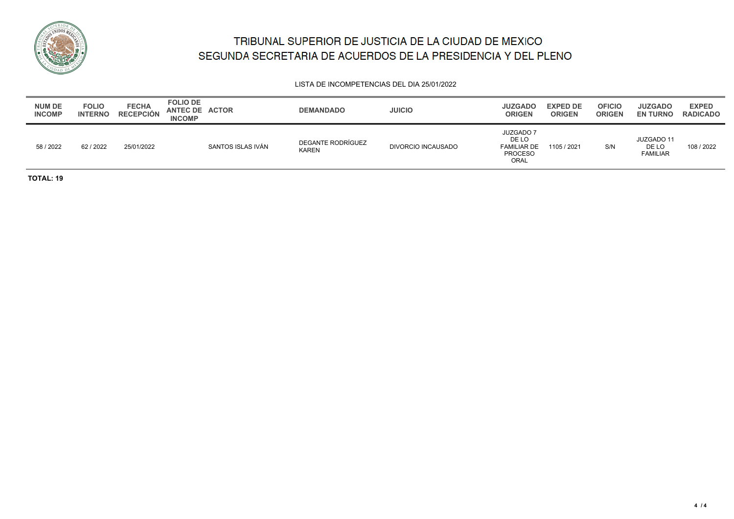# TRIBUNAL SUPERIOR DE JUSTICIA DE LA CIUDAD DE MEXICO
## SEGUNDA SECRETARIA DE ACUERDOS DE LA PRESIDENCIA Y DEL PLENO

LISTA DE INCOMPETENCIAS DEL DIA 25/01/2022

| NUM DE INCOMP | FOLIO INTERNO | FECHA RECEPCIÓN | FOLIO DE ANTEC DE INCOMP | ACTOR | DEMANDADO | JUICIO | JUZGADO ORIGEN | EXPED DE ORIGEN | OFICIO ORIGEN | JUZGADO EN TURNO | EXPED RADICADO |
|---|---|---|---|---|---|---|---|---|---|---|---|
| 58 / 2022 | 62 / 2022 | 25/01/2022 | | SANTOS ISLAS IVÁN | DEGANTE RODRÍGUEZ KAREN | DIVORCIO INCAUSADO | JUZGADO 7 DE LO FAMILIAR DE PROCESO ORAL | 1105 / 2021 | S/N | JUZGADO 11 DE LO FAMILIAR | 108 / 2022 |

**TOTAL: 19**